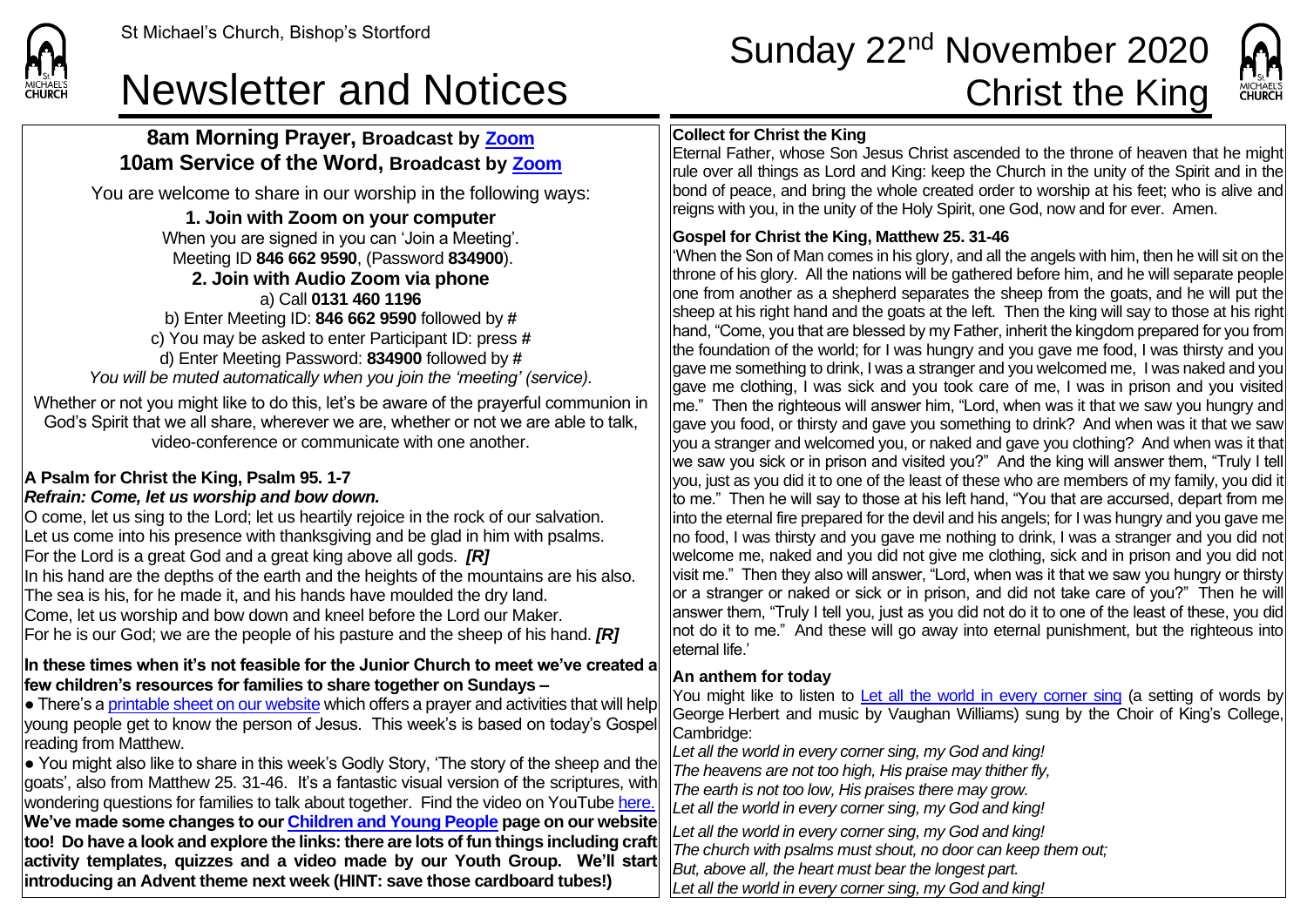St Michael's Church, Bishop's Stortford

# Newsletter and Notices

# Sunday 22nd November 2020 Christ the King

## 8am Morning Prayer, Broadcast by Zoom
## 10am Service of the Word, Broadcast by Zoom

You are welcome to share in our worship in the following ways:

**1. Join with Zoom on your computer**

When you are signed in you can 'Join a Meeting'.
Meeting ID **846 662 9590**, (Password **834900**).

**2. Join with Audio Zoom via phone**

a) Call **0131 460 1196**
b) Enter Meeting ID: **846 662 9590** followed by **#**
c) You may be asked to enter Participant ID: press **#**
d) Enter Meeting Password: **834900** followed by **#**

*You will be muted automatically when you join the 'meeting' (service).*

Whether or not you might like to do this, let's be aware of the prayerful communion in God's Spirit that we all share, wherever we are, whether or not we are able to talk, video-conference or communicate with one another.

**A Psalm for Christ the King, Psalm 95. 1-7**
***Refrain: Come, let us worship and bow down.***

O come, let us sing to the Lord; let us heartily rejoice in the rock of our salvation.
Let us come into his presence with thanksgiving and be glad in him with psalms.
For the Lord is a great God and a great king above all gods. ***[R]***
In his hand are the depths of the earth and the heights of the mountains are his also.
The sea is his, for he made it, and his hands have moulded the dry land.
Come, let us worship and bow down and kneel before the Lord our Maker.
For he is our God; we are the people of his pasture and the sheep of his hand. ***[R]***

**In these times when it's not feasible for the Junior Church to meet we've created a few children's resources for families to share together on Sundays –**

● There's a printable sheet on our website which offers a prayer and activities that will help young people get to know the person of Jesus. This week's is based on today's Gospel reading from Matthew.

● You might also like to share in this week's Godly Story, 'The story of the sheep and the goats', also from Matthew 25. 31-46. It's a fantastic visual version of the scriptures, with wondering questions for families to talk about together. Find the video on YouTube here.

**We've made some changes to our Children and Young People page on our website too! Do have a look and explore the links: there are lots of fun things including craft activity templates, quizzes and a video made by our Youth Group. We'll start introducing an Advent theme next week (HINT: save those cardboard tubes!)**

**Collect for Christ the King**

Eternal Father, whose Son Jesus Christ ascended to the throne of heaven that he might rule over all things as Lord and King: keep the Church in the unity of the Spirit and in the bond of peace, and bring the whole created order to worship at his feet; who is alive and reigns with you, in the unity of the Holy Spirit, one God, now and for ever. Amen.

**Gospel for Christ the King, Matthew 25. 31-46**

'When the Son of Man comes in his glory, and all the angels with him, then he will sit on the throne of his glory. All the nations will be gathered before him, and he will separate people one from another as a shepherd separates the sheep from the goats, and he will put the sheep at his right hand and the goats at the left. Then the king will say to those at his right hand, "Come, you that are blessed by my Father, inherit the kingdom prepared for you from the foundation of the world; for I was hungry and you gave me food, I was thirsty and you gave me something to drink, I was a stranger and you welcomed me, I was naked and you gave me clothing, I was sick and you took care of me, I was in prison and you visited me." Then the righteous will answer him, "Lord, when was it that we saw you hungry and gave you food, or thirsty and gave you something to drink? And when was it that we saw you a stranger and welcomed you, or naked and gave you clothing? And when was it that we saw you sick or in prison and visited you?" And the king will answer them, "Truly I tell you, just as you did it to one of the least of these who are members of my family, you did it to me." Then he will say to those at his left hand, "You that are accursed, depart from me into the eternal fire prepared for the devil and his angels; for I was hungry and you gave me no food, I was thirsty and you gave me nothing to drink, I was a stranger and you did not welcome me, naked and you did not give me clothing, sick and in prison and you did not visit me." Then they also will answer, "Lord, when was it that we saw you hungry or thirsty or a stranger or naked or sick or in prison, and did not take care of you?" Then he will answer them, "Truly I tell you, just as you did not do it to one of the least of these, you did not do it to me." And these will go away into eternal punishment, but the righteous into eternal life.'

**An anthem for today**

You might like to listen to Let all the world in every corner sing (a setting of words by George Herbert and music by Vaughan Williams) sung by the Choir of King's College, Cambridge:

*Let all the world in every corner sing, my God and king!*
*The heavens are not too high, His praise may thither fly,*
*The earth is not too low, His praises there may grow.*
*Let all the world in every corner sing, my God and king!*

*Let all the world in every corner sing, my God and king!*
*The church with psalms must shout, no door can keep them out;*
*But, above all, the heart must bear the longest part.*
*Let all the world in every corner sing, my God and king!*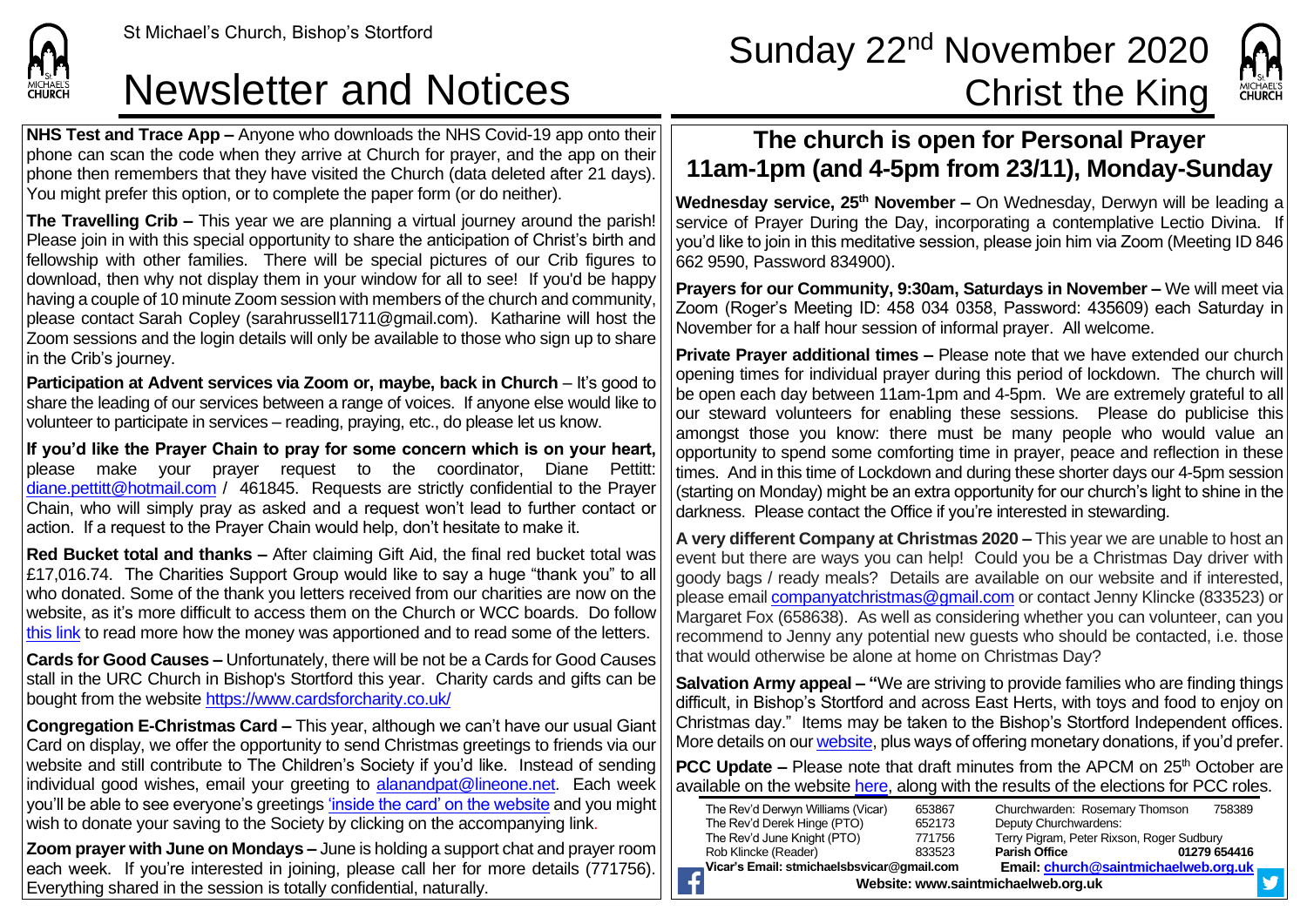St Michael's Church, Bishop's Stortford

# Newsletter and Notices

# Sunday 22nd November 2020 Christ the King

**NHS Test and Trace App –** Anyone who downloads the NHS Covid-19 app onto their phone can scan the code when they arrive at Church for prayer, and the app on their phone then remembers that they have visited the Church (data deleted after 21 days). You might prefer this option, or to complete the paper form (or do neither).

**The Travelling Crib –** This year we are planning a virtual journey around the parish! Please join in with this special opportunity to share the anticipation of Christ's birth and fellowship with other families. There will be special pictures of our Crib figures to download, then why not display them in your window for all to see! If you'd be happy having a couple of 10 minute Zoom session with members of the church and community, please contact Sarah Copley (sarahrussell1711@gmail.com). Katharine will host the Zoom sessions and the login details will only be available to those who sign up to share in the Crib's journey.

**Participation at Advent services via Zoom or, maybe, back in Church** – It's good to share the leading of our services between a range of voices. If anyone else would like to volunteer to participate in services – reading, praying, etc., do please let us know.

**If you'd like the Prayer Chain to pray for some concern which is on your heart,** please make your prayer request to the coordinator, Diane Pettitt: diane.pettitt@hotmail.com / 461845. Requests are strictly confidential to the Prayer Chain, who will simply pray as asked and a request won't lead to further contact or action. If a request to the Prayer Chain would help, don't hesitate to make it.

**Red Bucket total and thanks –** After claiming Gift Aid, the final red bucket total was £17,016.74. The Charities Support Group would like to say a huge "thank you" to all who donated. Some of the thank you letters received from our charities are now on the website, as it's more difficult to access them on the Church or WCC boards. Do follow this link to read more how the money was apportioned and to read some of the letters.

**Cards for Good Causes –** Unfortunately, there will be not be a Cards for Good Causes stall in the URC Church in Bishop's Stortford this year. Charity cards and gifts can be bought from the website https://www.cardsforcharity.co.uk/

**Congregation E-Christmas Card –** This year, although we can't have our usual Giant Card on display, we offer the opportunity to send Christmas greetings to friends via our website and still contribute to The Children's Society if you'd like. Instead of sending individual good wishes, email your greeting to alanandpat@lineone.net. Each week you'll be able to see everyone's greetings 'inside the card' on the website and you might wish to donate your saving to the Society by clicking on the accompanying link.

**Zoom prayer with June on Mondays –** June is holding a support chat and prayer room each week. If you're interested in joining, please call her for more details (771756). Everything shared in the session is totally confidential, naturally.

## The church is open for Personal Prayer 11am-1pm (and 4-5pm from 23/11), Monday-Sunday

**Wednesday service, 25th November –** On Wednesday, Derwyn will be leading a service of Prayer During the Day, incorporating a contemplative Lectio Divina. If you'd like to join in this meditative session, please join him via Zoom (Meeting ID 846 662 9590, Password 834900).

**Prayers for our Community, 9:30am, Saturdays in November –** We will meet via Zoom (Roger's Meeting ID: 458 034 0358, Password: 435609) each Saturday in November for a half hour session of informal prayer. All welcome.

**Private Prayer additional times –** Please note that we have extended our church opening times for individual prayer during this period of lockdown. The church will be open each day between 11am-1pm and 4-5pm. We are extremely grateful to all our steward volunteers for enabling these sessions. Please do publicise this amongst those you know: there must be many people who would value an opportunity to spend some comforting time in prayer, peace and reflection in these times. And in this time of Lockdown and during these shorter days our 4-5pm session (starting on Monday) might be an extra opportunity for our church's light to shine in the darkness. Please contact the Office if you're interested in stewarding.

**A very different Company at Christmas 2020 –** This year we are unable to host an event but there are ways you can help! Could you be a Christmas Day driver with goody bags / ready meals? Details are available on our website and if interested, please email companyatchristmas@gmail.com or contact Jenny Klincke (833523) or Margaret Fox (658638). As well as considering whether you can volunteer, can you recommend to Jenny any potential new guests who should be contacted, i.e. those that would otherwise be alone at home on Christmas Day?

**Salvation Army appeal – "**We are striving to provide families who are finding things difficult, in Bishop's Stortford and across East Herts, with toys and food to enjoy on Christmas day." Items may be taken to the Bishop's Stortford Independent offices. More details on our website, plus ways of offering monetary donations, if you'd prefer.

**PCC Update –** Please note that draft minutes from the APCM on 25th October are available on the website here, along with the results of the elections for PCC roles.

| | | | |
|---|---|---|---|
| The Rev'd Derwyn Williams (Vicar) | 653867 | Churchwarden: Rosemary Thomson | 758389 |
| The Rev'd Derek Hinge (PTO) | 652173 | Deputy Churchwardens: | |
| The Rev'd June Knight (PTO) | 771756 | Terry Pigram, Peter Rixson, Roger Sudbury | |
| Rob Klincke (Reader) | 833523 | **Parish Office** | **01279 654416** |

**Vicar's Email: stmichaelsbsvicar@gmail.com** **Email: church@saintmichaelweb.org.uk**

**Website: www.saintmichaelweb.org.uk**